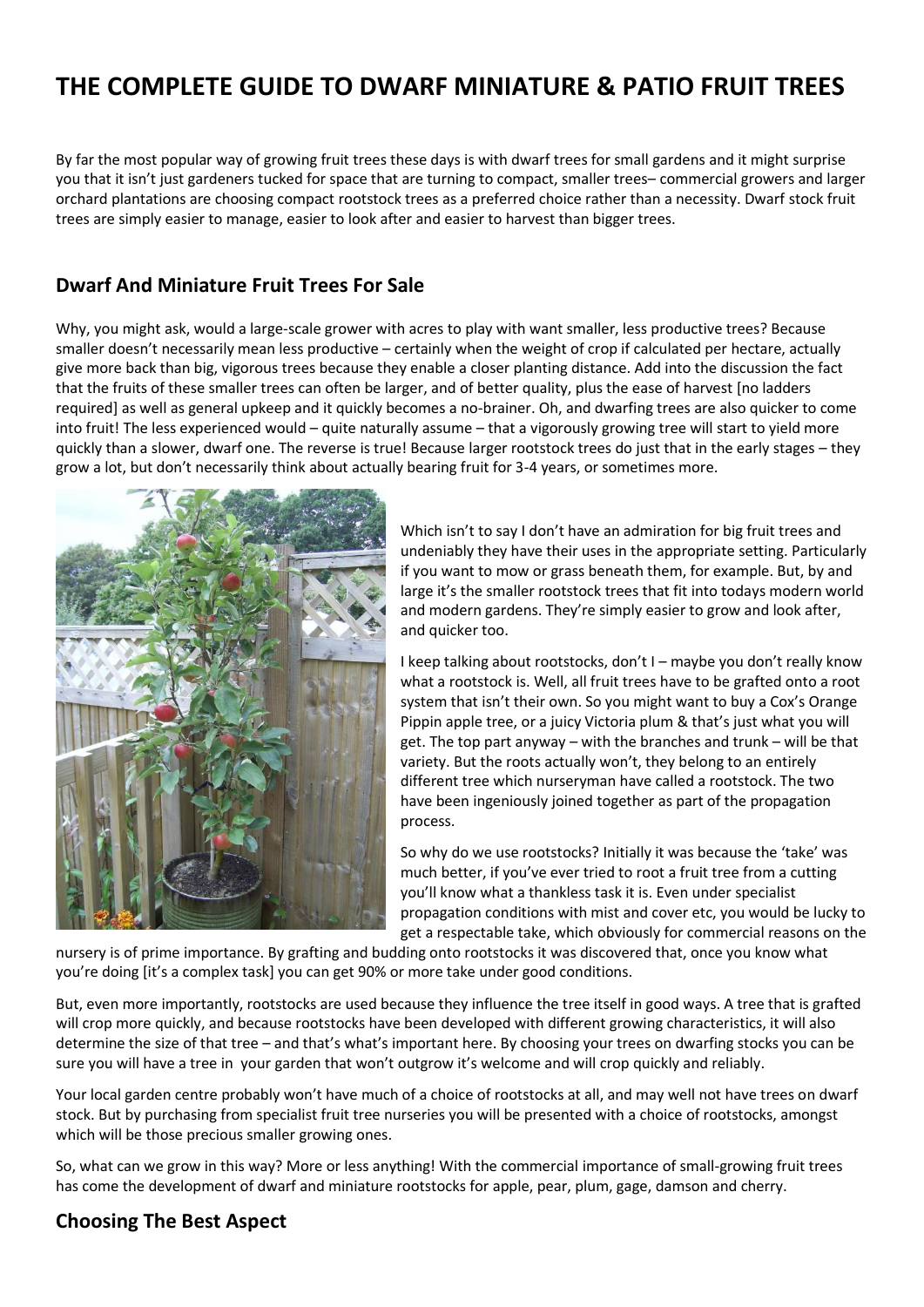# THE COMPLETE GUIDE TO DWARF MINIATURE & PATIO FRUIT TREES

By far the most popular way of growing fruit trees these days is with dwarf trees for small gardens and it might surprise you that it isn't just gardeners tucked for space that are turning to compact, smaller trees– commercial growers and larger orchard plantations are choosing compact rootstock trees as a preferred choice rather than a necessity. Dwarf stock fruit trees are simply easier to manage, easier to look after and easier to harvest than bigger trees.

## Dwarf And Miniature Fruit Trees For Sale

Why, you might ask, would a large-scale grower with acres to play with want smaller, less productive trees? Because smaller doesn't necessarily mean less productive – certainly when the weight of crop if calculated per hectare, actually give more back than big, vigorous trees because they enable a closer planting distance. Add into the discussion the fact that the fruits of these smaller trees can often be larger, and of better quality, plus the ease of harvest [no ladders required] as well as general upkeep and it quickly becomes a no-brainer. Oh, and dwarfing trees are also quicker to come into fruit! The less experienced would – quite naturally assume – that a vigorously growing tree will start to yield more quickly than a slower, dwarf one. The reverse is true! Because larger rootstock trees do just that in the early stages – they grow a lot, but don't necessarily think about actually bearing fruit for 3-4 years, or sometimes more.

Which isn't to say I don't have an admiration for big fruit trees and undeniably they have their uses in the appropriate setting. Particularly if you want to mow or grass beneath them, for example. But, by and large it's the smaller rootstock trees that fit into todays modern world and modern gardens. They're simply easier to grow and look after, and quicker too.

I keep talking about rootstocks, don't I – maybe you don't really know what a rootstock is. Well, all fruit trees have to be grafted onto a root system that isn't their own. So you might want to buy a Cox's Orange Pippin apple tree, or a juicy Victoria plum & that's just what you will get. The top part anyway – with the branches and trunk – will be that variety. But the roots actually won't, they belong to an entirely different tree which nurseryman have called a rootstock. The two have been ingeniously joined together as part of the propagation process.

So why do we use rootstocks? Initially it was because the 'take' was much better, if you've ever tried to root a fruit tree from a cutting you'll know what a thankless task it is. Even under specialist propagation conditions with mist and cover etc, you would be lucky to get a respectable take, which obviously for commercial reasons on the nursery is of prime importance. By grafting and budding onto rootstocks it was discovered that, once you know what you're doing [it's a complex task] you can get 90% or more take under good conditions.

But, even more importantly, rootstocks are used because they influence the tree itself in good ways. A tree that is grafted will crop more quickly, and because rootstocks have been developed with different growing characteristics, it will also determine the size of that tree – and that's what's important here. By choosing your trees on dwarfing stocks you can be sure you will have a tree in your garden that won't outgrow it's welcome and will crop quickly and reliably.

Your local garden centre probably won't have much of a choice of rootstocks at all, and may well not have trees on dwarf stock. But by purchasing from specialist fruit tree nurseries you will be presented with a choice of rootstocks, amongst which will be those precious smaller growing ones.

So, what can we grow in this way? More or less anything! With the commercial importance of small-growing fruit trees has come the development of dwarf and miniature rootstocks for apple, pear, plum, gage, damson and cherry.

## Choosing The Best Aspect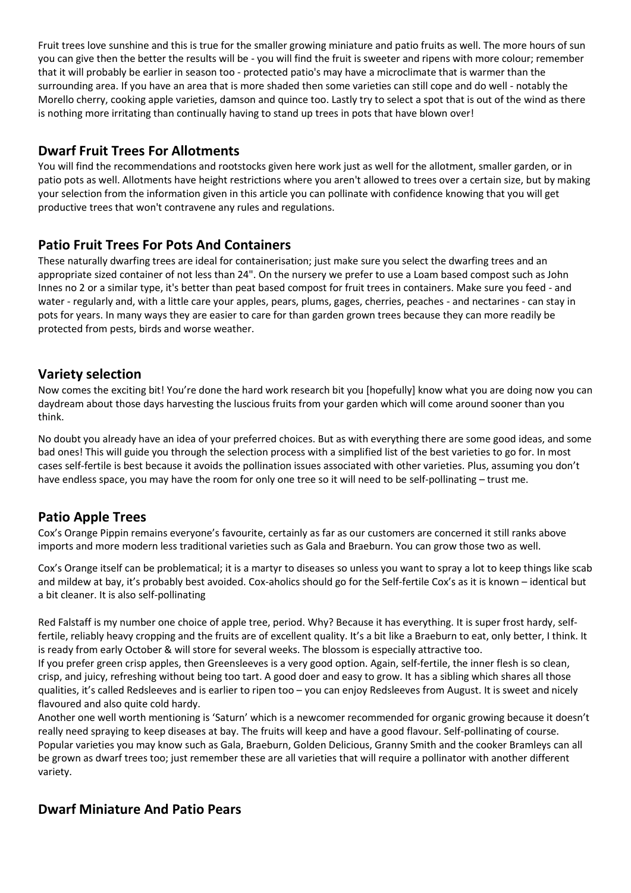Fruit trees love sunshine and this is true for the smaller growing miniature and patio fruits as well. The more hours of sun you can give then the better the results will be - you will find the fruit is sweeter and ripens with more colour; remember that it will probably be earlier in season too - protected patio's may have a microclimate that is warmer than the surrounding area. If you have an area that is more shaded then some varieties can still cope and do well - notably the Morello cherry, cooking apple varieties, damson and quince too. Lastly try to select a spot that is out of the wind as there is nothing more irritating than continually having to stand up trees in pots that have blown over!

## Dwarf Fruit Trees For Allotments

You will find the recommendations and rootstocks given here work just as well for the allotment, smaller garden, or in patio pots as well. Allotments have height restrictions where you aren't allowed to trees over a certain size, but by making your selection from the information given in this article you can pollinate with confidence knowing that you will get productive trees that won't contravene any rules and regulations.

## Patio Fruit Trees For Pots And Containers

These naturally dwarfing trees are ideal for containerisation; just make sure you select the dwarfing trees and an appropriate sized container of not less than 24". On the nursery we prefer to use a Loam based compost such as John Innes no 2 or a similar type, it's better than peat based compost for fruit trees in containers. Make sure you feed - and water - regularly and, with a little care your apples, pears, plums, gages, cherries, peaches - and nectarines - can stay in pots for years. In many ways they are easier to care for than garden grown trees because they can more readily be protected from pests, birds and worse weather.

## Variety selection

Now comes the exciting bit! You're done the hard work research bit you [hopefully] know what you are doing now you can daydream about those days harvesting the luscious fruits from your garden which will come around sooner than you think.

No doubt you already have an idea of your preferred choices. But as with everything there are some good ideas, and some bad ones! This will guide you through the selection process with a simplified list of the best varieties to go for. In most cases self-fertile is best because it avoids the pollination issues associated with other varieties. Plus, assuming you don't have endless space, you may have the room for only one tree so it will need to be self-pollinating – trust me.

## Patio Apple Trees

Cox's Orange Pippin remains everyone's favourite, certainly as far as our customers are concerned it still ranks above imports and more modern less traditional varieties such as Gala and Braeburn. You can grow those two as well.

Cox's Orange itself can be problematical; it is a martyr to diseases so unless you want to spray a lot to keep things like scab and mildew at bay, it's probably best avoided. Cox-aholics should go for the Self-fertile Cox's as it is known – identical but a bit cleaner. It is also self-pollinating

Red Falstaff is my number one choice of apple tree, period. Why? Because it has everything. It is super frost hardy, self-fertile, reliably heavy cropping and the fruits are of excellent quality. It's a bit like a Braeburn to eat, only better, I think. It is ready from early October & will store for several weeks. The blossom is especially attractive too.
If you prefer green crisp apples, then Greensleeves is a very good option. Again, self-fertile, the inner flesh is so clean, crisp, and juicy, refreshing without being too tart. A good doer and easy to grow. It has a sibling which shares all those qualities, it's called Redsleeves and is earlier to ripen too – you can enjoy Redsleeves from August. It is sweet and nicely flavoured and also quite cold hardy.
Another one well worth mentioning is 'Saturn' which is a newcomer recommended for organic growing because it doesn't really need spraying to keep diseases at bay. The fruits will keep and have a good flavour. Self-pollinating of course.
Popular varieties you may know such as Gala, Braeburn, Golden Delicious, Granny Smith and the cooker Bramleys can all be grown as dwarf trees too; just remember these are all varieties that will require a pollinator with another different variety.

## Dwarf Miniature And Patio Pears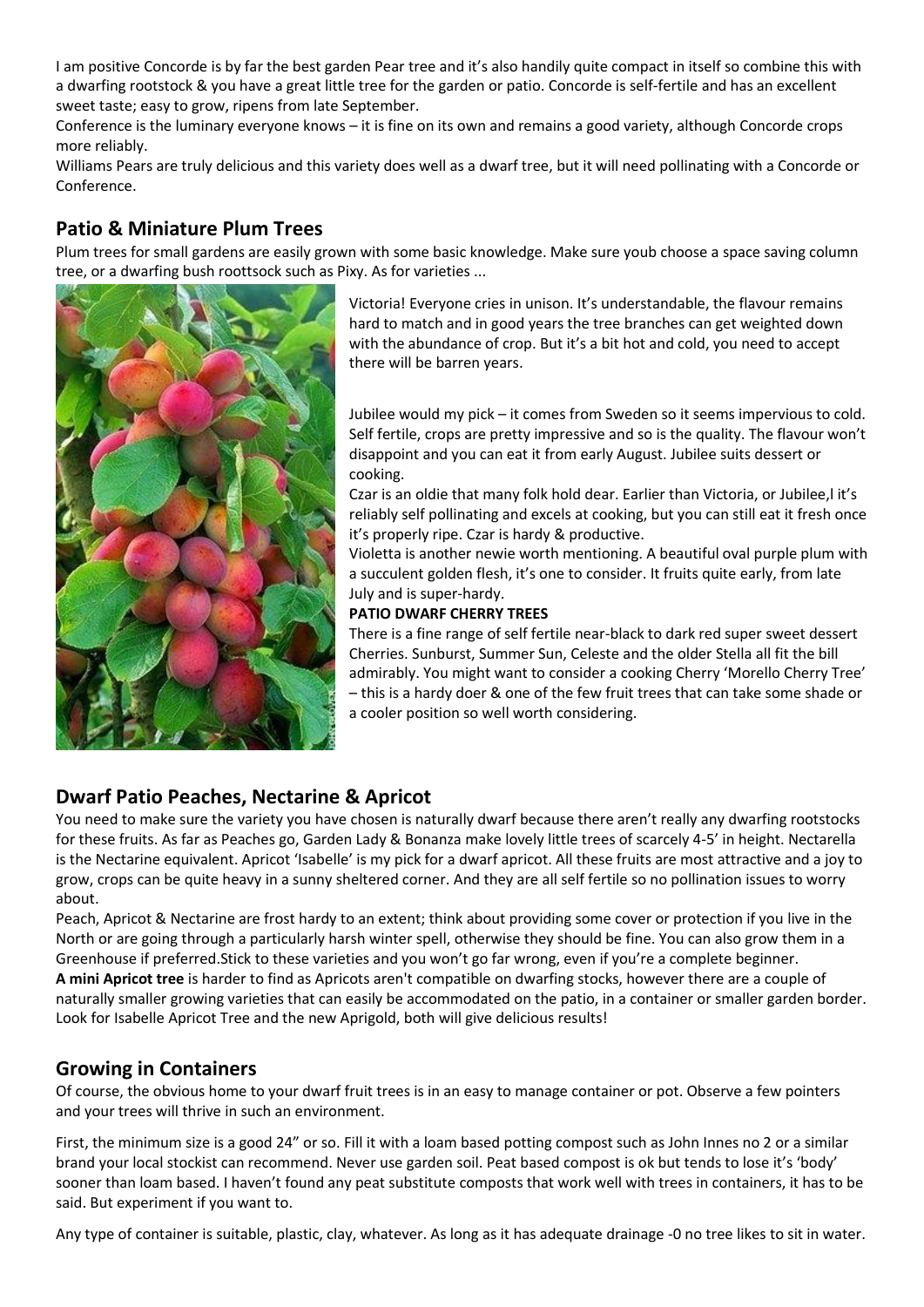I am positive Concorde is by far the best garden Pear tree and it's also handily quite compact in itself so combine this with a dwarfing rootstock & you have a great little tree for the garden or patio. Concorde is self-fertile and has an excellent sweet taste; easy to grow, ripens from late September.

Conference is the luminary everyone knows – it is fine on its own and remains a good variety, although Concorde crops more reliably.

Williams Pears are truly delicious and this variety does well as a dwarf tree, but it will need pollinating with a Concorde or Conference.

## Patio & Miniature Plum Trees

Plum trees for small gardens are easily grown with some basic knowledge. Make sure youb choose a space saving column tree, or a dwarfing bush roottsock such as Pixy. As for varieties ...

Victoria! Everyone cries in unison. It's understandable, the flavour remains hard to match and in good years the tree branches can get weighted down with the abundance of crop. But it's a bit hot and cold, you need to accept there will be barren years.

Jubilee would my pick – it comes from Sweden so it seems impervious to cold. Self fertile, crops are pretty impressive and so is the quality. The flavour won't disappoint and you can eat it from early August. Jubilee suits dessert or cooking.

Czar is an oldie that many folk hold dear. Earlier than Victoria, or Jubilee,l it's reliably self pollinating and excels at cooking, but you can still eat it fresh once it's properly ripe. Czar is hardy & productive.

Violetta is another newie worth mentioning. A beautiful oval purple plum with a succulent golden flesh, it's one to consider. It fruits quite early, from late July and is super-hardy.

**PATIO DWARF CHERRY TREES**

There is a fine range of self fertile near-black to dark red super sweet dessert Cherries. Sunburst, Summer Sun, Celeste and the older Stella all fit the bill admirably. You might want to consider a cooking Cherry 'Morello Cherry Tree' – this is a hardy doer & one of the few fruit trees that can take some shade or a cooler position so well worth considering.

## Dwarf Patio Peaches, Nectarine & Apricot

You need to make sure the variety you have chosen is naturally dwarf because there aren't really any dwarfing rootstocks for these fruits. As far as Peaches go, Garden Lady & Bonanza make lovely little trees of scarcely 4-5' in height. Nectarella is the Nectarine equivalent. Apricot 'Isabelle' is my pick for a dwarf apricot. All these fruits are most attractive and a joy to grow, crops can be quite heavy in a sunny sheltered corner. And they are all self fertile so no pollination issues to worry about.

Peach, Apricot & Nectarine are frost hardy to an extent; think about providing some cover or protection if you live in the North or are going through a particularly harsh winter spell, otherwise they should be fine. You can also grow them in a Greenhouse if preferred.Stick to these varieties and you won't go far wrong, even if you're a complete beginner.

**A mini Apricot tree** is harder to find as Apricots aren't compatible on dwarfing stocks, however there are a couple of naturally smaller growing varieties that can easily be accommodated on the patio, in a container or smaller garden border. Look for Isabelle Apricot Tree and the new Aprigold, both will give delicious results!

## Growing in Containers

Of course, the obvious home to your dwarf fruit trees is in an easy to manage container or pot. Observe a few pointers and your trees will thrive in such an environment.

First, the minimum size is a good 24" or so. Fill it with a loam based potting compost such as John Innes no 2 or a similar brand your local stockist can recommend. Never use garden soil. Peat based compost is ok but tends to lose it's 'body' sooner than loam based. I haven't found any peat substitute composts that work well with trees in containers, it has to be said. But experiment if you want to.

Any type of container is suitable, plastic, clay, whatever. As long as it has adequate drainage -0 no tree likes to sit in water.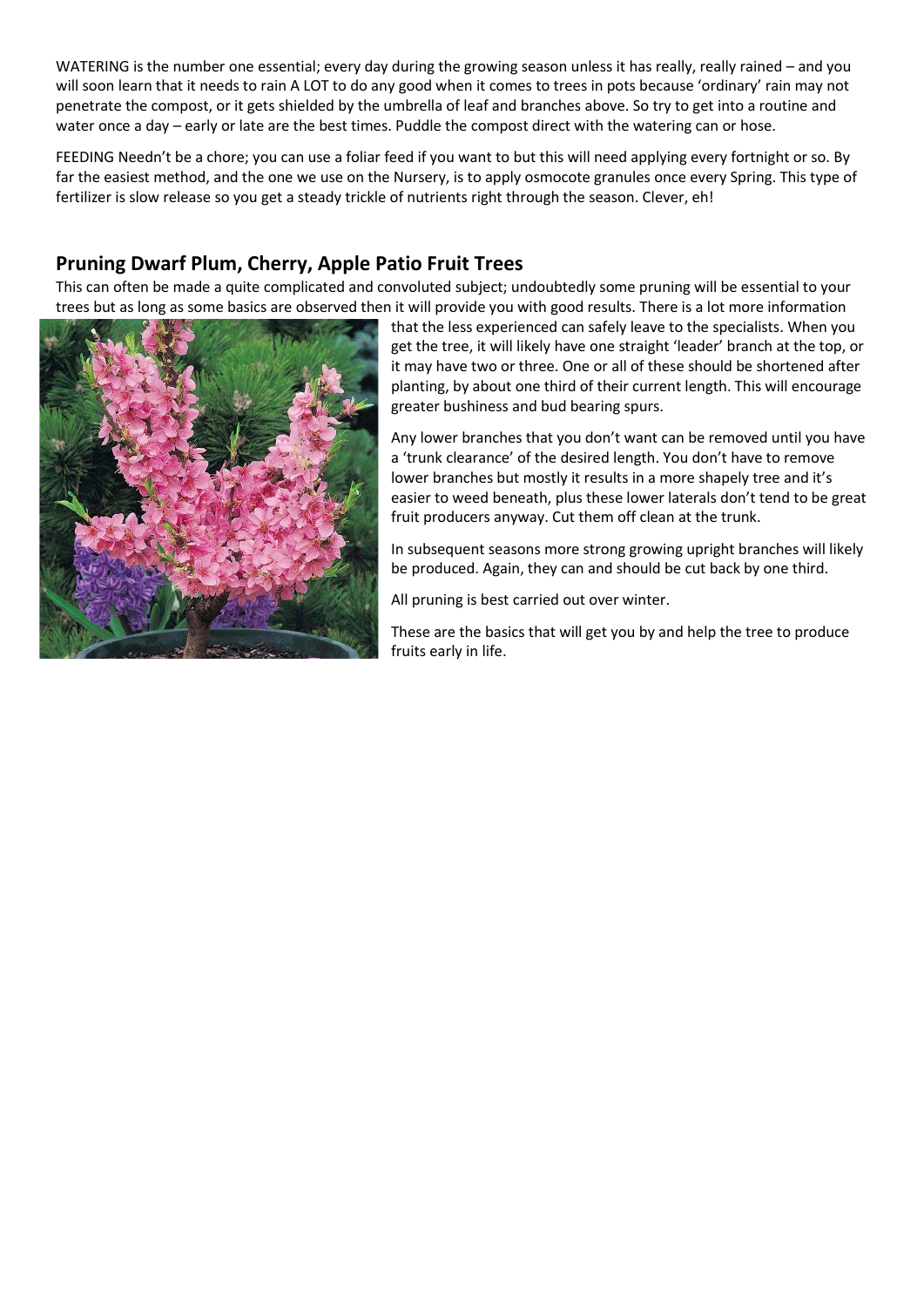WATERING is the number one essential; every day during the growing season unless it has really, really rained – and you will soon learn that it needs to rain A LOT to do any good when it comes to trees in pots because 'ordinary' rain may not penetrate the compost, or it gets shielded by the umbrella of leaf and branches above. So try to get into a routine and water once a day – early or late are the best times. Puddle the compost direct with the watering can or hose.

FEEDING Needn't be a chore; you can use a foliar feed if you want to but this will need applying every fortnight or so. By far the easiest method, and the one we use on the Nursery, is to apply osmocote granules once every Spring. This type of fertilizer is slow release so you get a steady trickle of nutrients right through the season. Clever, eh!

## Pruning Dwarf Plum, Cherry, Apple Patio Fruit Trees

This can often be made a quite complicated and convoluted subject; undoubtedly some pruning will be essential to your trees but as long as some basics are observed then it will provide you with good results. There is a lot more information that the less experienced can safely leave to the specialists. When you get the tree, it will likely have one straight 'leader' branch at the top, or it may have two or three. One or all of these should be shortened after planting, by about one third of their current length. This will encourage greater bushiness and bud bearing spurs.

Any lower branches that you don't want can be removed until you have a 'trunk clearance' of the desired length. You don't have to remove lower branches but mostly it results in a more shapely tree and it's easier to weed beneath, plus these lower laterals don't tend to be great fruit producers anyway. Cut them off clean at the trunk.

In subsequent seasons more strong growing upright branches will likely be produced. Again, they can and should be cut back by one third.

All pruning is best carried out over winter.

These are the basics that will get you by and help the tree to produce fruits early in life.